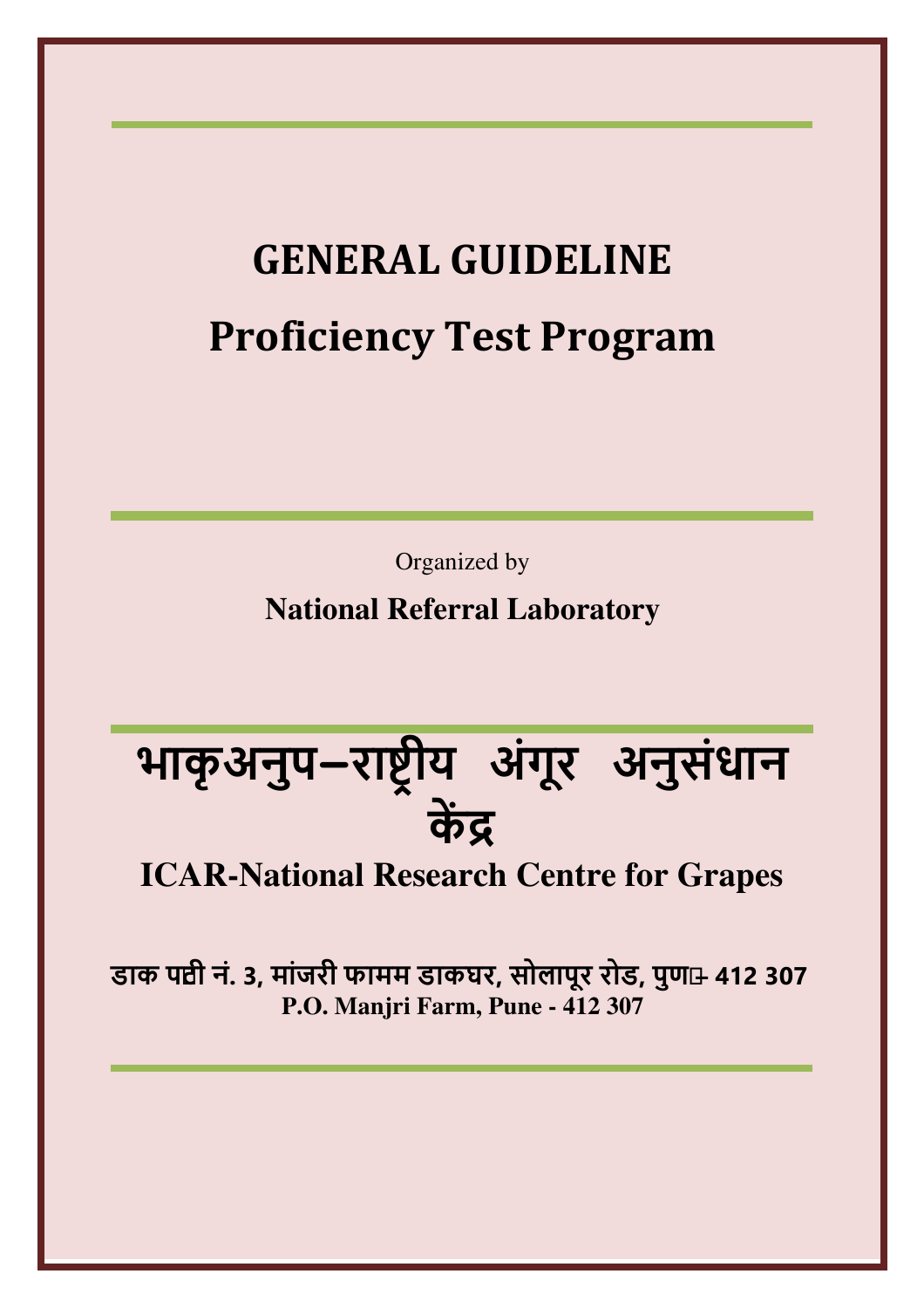# GENERAL GUIDELINE

# Proficiency Test Program

Organized by

**National Referral Laboratory**

# भाकृअनुप–राष्ट्रीय अंगूर अनुसंधान केंद्र

## ICAR-National Research Centre for Grapes

**डाक पट्टी नं. 3, मांजरी फामम डाकघर, सोलापूर रोड, पुण- 412 307**

**P.O. Manjri Farm, Pune - 412 307**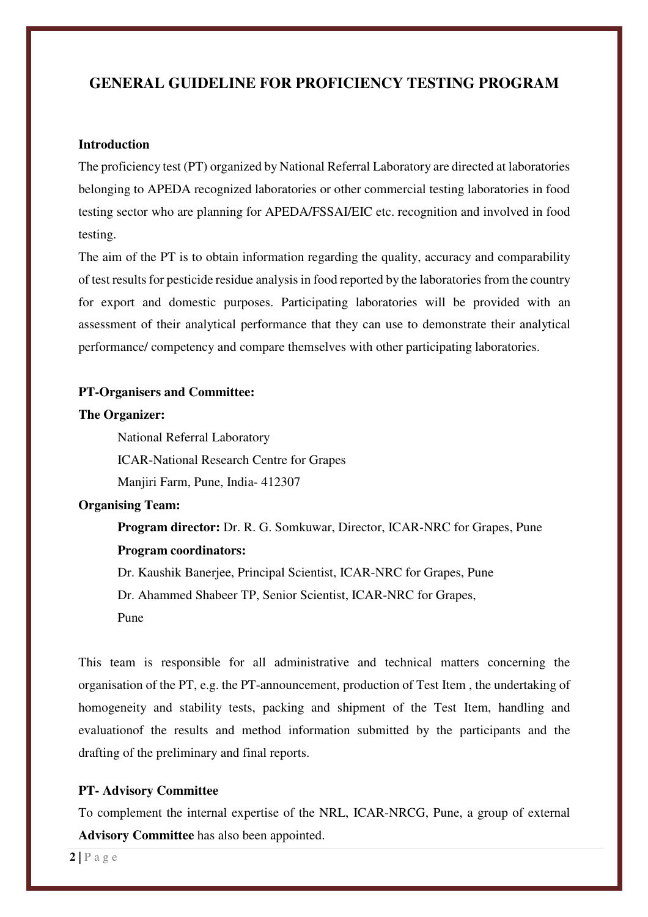## GENERAL GUIDELINE FOR PROFICIENCY TESTING PROGRAM

**Introduction**

The proficiency test (PT) organized by National Referral Laboratory are directed at laboratories belonging to APEDA recognized laboratories or other commercial testing laboratories in food testing sector who are planning for APEDA/FSSAI/EIC etc. recognition and involved in food testing.

The aim of the PT is to obtain information regarding the quality, accuracy and comparability of test results for pesticide residue analysis in food reported by the laboratories from the country for export and domestic purposes. Participating laboratories will be provided with an assessment of their analytical performance that they can use to demonstrate their analytical performance/ competency and compare themselves with other participating laboratories.

**PT-Organisers and Committee:**

**The Organizer:**

National Referral Laboratory
ICAR-National Research Centre for Grapes
Manjiri Farm, Pune, India- 412307

**Organising Team:**

**Program director:** Dr. R. G. Somkuwar, Director, ICAR-NRC for Grapes, Pune

**Program coordinators:**

Dr. Kaushik Banerjee, Principal Scientist, ICAR-NRC for Grapes, Pune
Dr. Ahammed Shabeer TP, Senior Scientist, ICAR-NRC for Grapes, Pune

This team is responsible for all administrative and technical matters concerning the organisation of the PT, e.g. the PT-announcement, production of Test Item , the undertaking of homogeneity and stability tests, packing and shipment of the Test Item, handling and evaluationof the results and method information submitted by the participants and the drafting of the preliminary and final reports.

**PT- Advisory Committee**

To complement the internal expertise of the NRL, ICAR-NRCG, Pune, a group of external **Advisory Committee** has also been appointed.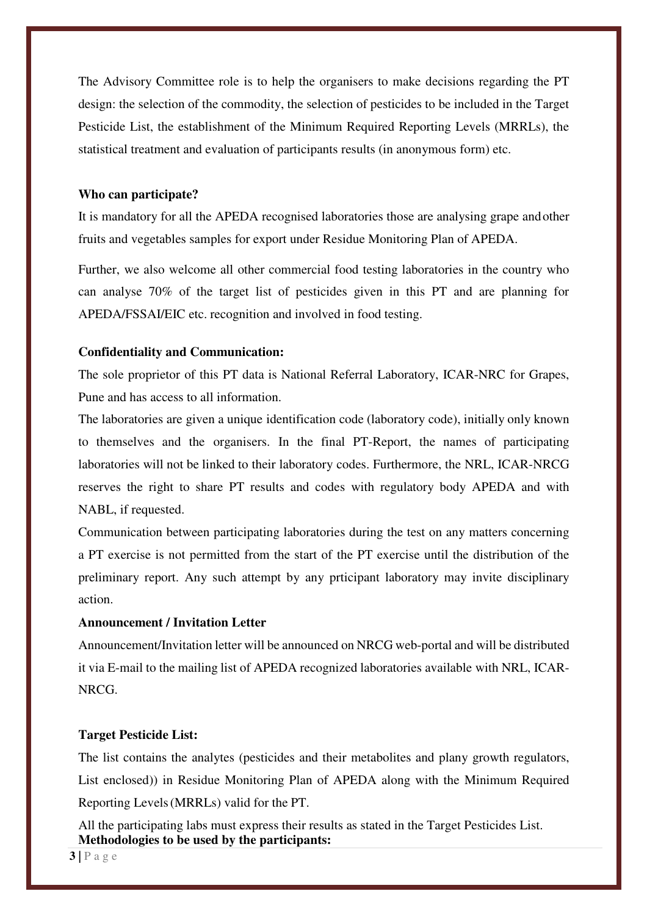The Advisory Committee role is to help the organisers to make decisions regarding the PT design: the selection of the commodity, the selection of pesticides to be included in the Target Pesticide List, the establishment of the Minimum Required Reporting Levels (MRRLs), the statistical treatment and evaluation of participants results (in anonymous form) etc.

**Who can participate?**

It is mandatory for all the APEDA recognised laboratories those are analysing grape and other fruits and vegetables samples for export under Residue Monitoring Plan of APEDA.

Further, we also welcome all other commercial food testing laboratories in the country who can analyse 70% of the target list of pesticides given in this PT and are planning for APEDA/FSSAI/EIC etc. recognition and involved in food testing.

**Confidentiality and Communication:**

The sole proprietor of this PT data is National Referral Laboratory, ICAR-NRC for Grapes, Pune and has access to all information.

The laboratories are given a unique identification code (laboratory code), initially only known to themselves and the organisers. In the final PT-Report, the names of participating laboratories will not be linked to their laboratory codes. Furthermore, the NRL, ICAR-NRCG reserves the right to share PT results and codes with regulatory body APEDA and with NABL, if requested.

Communication between participating laboratories during the test on any matters concerning a PT exercise is not permitted from the start of the PT exercise until the distribution of the preliminary report. Any such attempt by any prticipant laboratory may invite disciplinary action.

**Announcement / Invitation Letter**

Announcement/Invitation letter will be announced on NRCG web-portal and will be distributed it via E-mail to the mailing list of APEDA recognized laboratories available with NRL, ICAR-NRCG.

**Target Pesticide List:**

The list contains the analytes (pesticides and their metabolites and plany growth regulators, List enclosed)) in Residue Monitoring Plan of APEDA along with the Minimum Required Reporting Levels (MRRLs) valid for the PT.

All the participating labs must express their results as stated in the Target Pesticides List.

**Methodologies to be used by the participants:**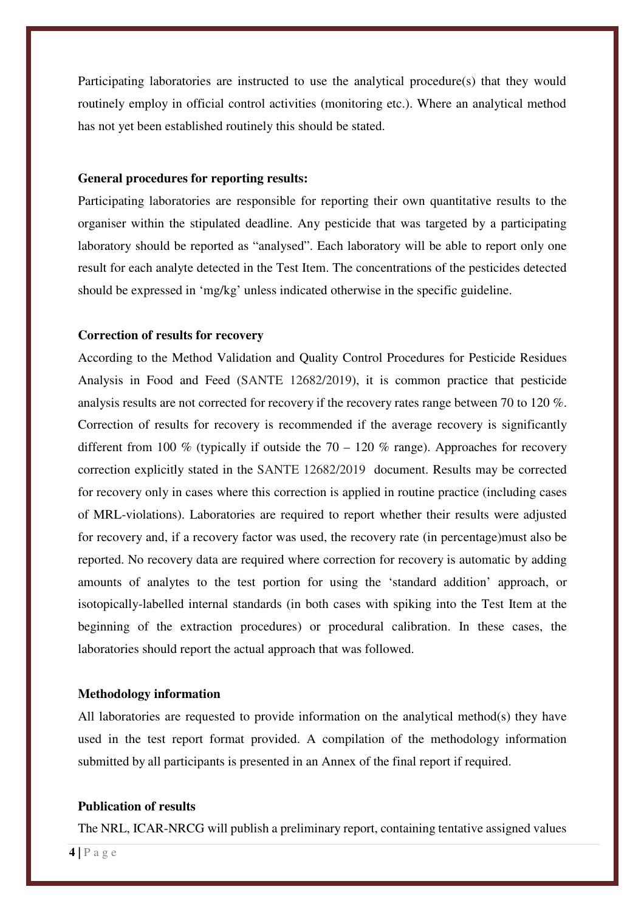Participating laboratories are instructed to use the analytical procedure(s) that they would routinely employ in official control activities (monitoring etc.). Where an analytical method has not yet been established routinely this should be stated.

**General procedures for reporting results:**

Participating laboratories are responsible for reporting their own quantitative results to the organiser within the stipulated deadline. Any pesticide that was targeted by a participating laboratory should be reported as "analysed". Each laboratory will be able to report only one result for each analyte detected in the Test Item. The concentrations of the pesticides detected should be expressed in 'mg/kg' unless indicated otherwise in the specific guideline.

**Correction of results for recovery**

According to the Method Validation and Quality Control Procedures for Pesticide Residues Analysis in Food and Feed (SANTE 12682/2019), it is common practice that pesticide analysis results are not corrected for recovery if the recovery rates range between 70 to 120 %. Correction of results for recovery is recommended if the average recovery is significantly different from 100 % (typically if outside the 70 – 120 % range). Approaches for recovery correction explicitly stated in the SANTE 12682/2019 document. Results may be corrected for recovery only in cases where this correction is applied in routine practice (including cases of MRL-violations). Laboratories are required to report whether their results were adjusted for recovery and, if a recovery factor was used, the recovery rate (in percentage)must also be reported. No recovery data are required where correction for recovery is automatic by adding amounts of analytes to the test portion for using the 'standard addition' approach, or isotopically-labelled internal standards (in both cases with spiking into the Test Item at the beginning of the extraction procedures) or procedural calibration. In these cases, the laboratories should report the actual approach that was followed.

**Methodology information**

All laboratories are requested to provide information on the analytical method(s) they have used in the test report format provided. A compilation of the methodology information submitted by all participants is presented in an Annex of the final report if required.

**Publication of results**

The NRL, ICAR-NRCG will publish a preliminary report, containing tentative assigned values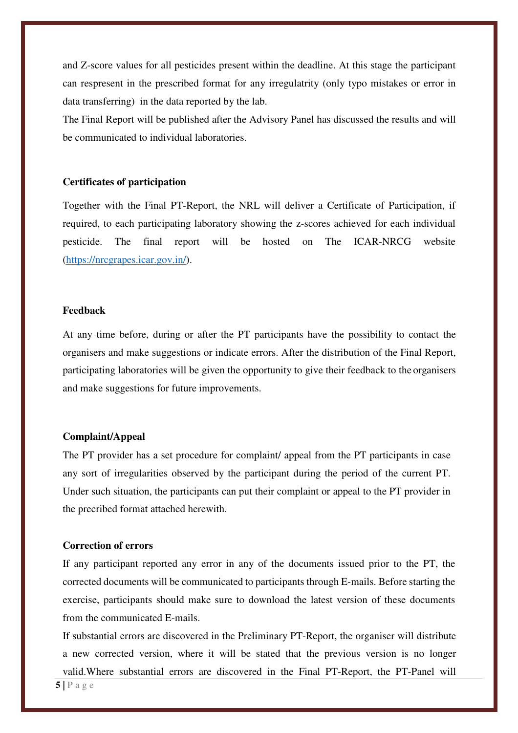and Z-score values for all pesticides present within the deadline. At this stage the participant can respresent in the prescribed format for any irregulatrity (only typo mistakes or error in data transferring) in the data reported by the lab.

The Final Report will be published after the Advisory Panel has discussed the results and will be communicated to individual laboratories.

**Certificates of participation**

Together with the Final PT-Report, the NRL will deliver a Certificate of Participation, if required, to each participating laboratory showing the z-scores achieved for each individual pesticide. The final report will be hosted on The ICAR-NRCG website (https://nrcgrapes.icar.gov.in/).

**Feedback**

At any time before, during or after the PT participants have the possibility to contact the organisers and make suggestions or indicate errors. After the distribution of the Final Report, participating laboratories will be given the opportunity to give their feedback to the organisers and make suggestions for future improvements.

**Complaint/Appeal**

The PT provider has a set procedure for complaint/ appeal from the PT participants in case any sort of irregularities observed by the participant during the period of the current PT. Under such situation, the participants can put their complaint or appeal to the PT provider in the precribed format attached herewith.

**Correction of errors**

If any participant reported any error in any of the documents issued prior to the PT, the corrected documents will be communicated to participants through E-mails. Before starting the exercise, participants should make sure to download the latest version of these documents from the communicated E-mails.

If substantial errors are discovered in the Preliminary PT-Report, the organiser will distribute a new corrected version, where it will be stated that the previous version is no longer valid.Where substantial errors are discovered in the Final PT-Report, the PT-Panel will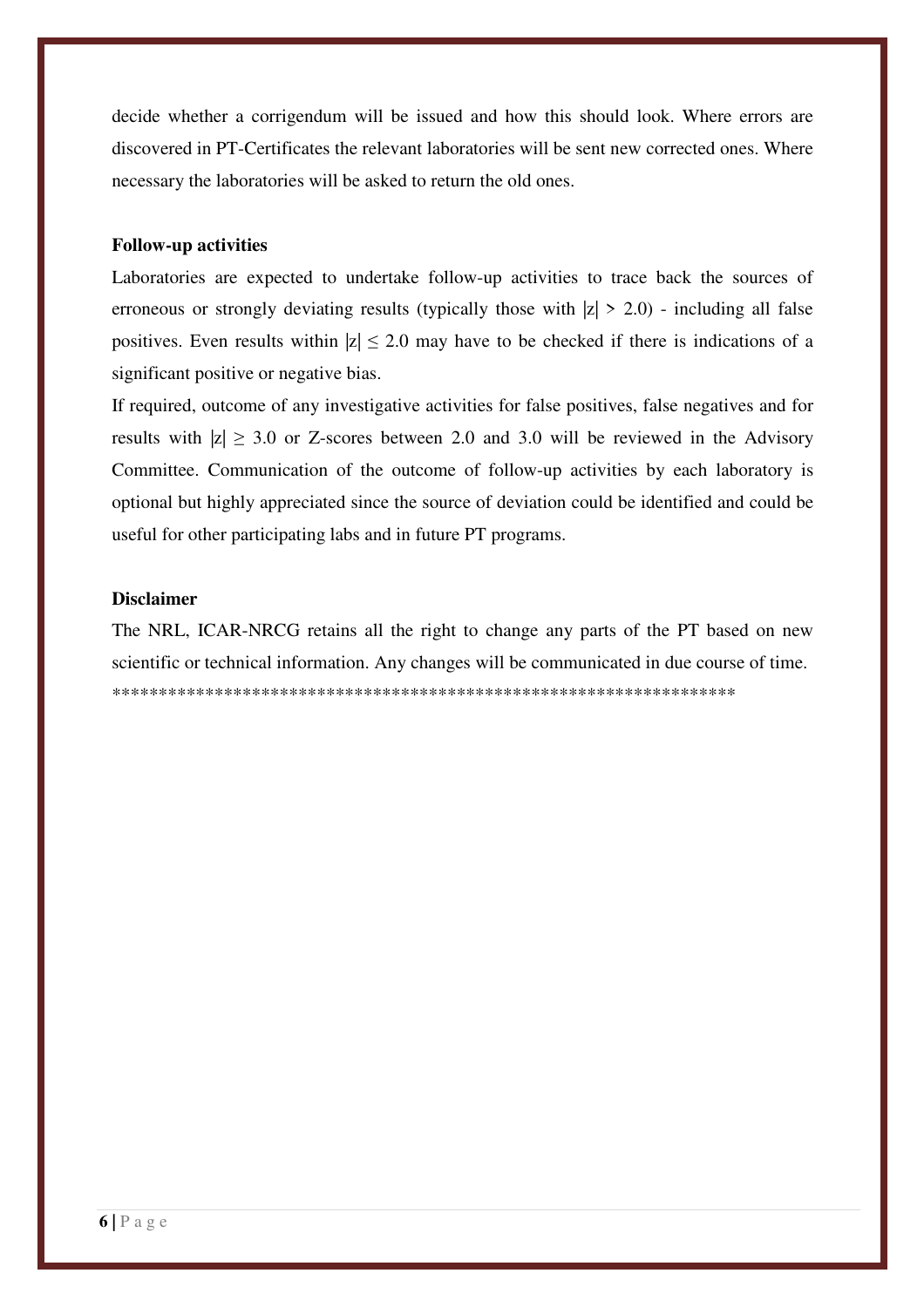decide whether a corrigendum will be issued and how this should look. Where errors are discovered in PT-Certificates the relevant laboratories will be sent new corrected ones. Where necessary the laboratories will be asked to return the old ones.

**Follow-up activities**

Laboratories are expected to undertake follow-up activities to trace back the sources of erroneous or strongly deviating results (typically those with $|z| > 2.0$) - including all false positives. Even results within $|z| \leq 2.0$ may have to be checked if there is indications of a significant positive or negative bias.

If required, outcome of any investigative activities for false positives, false negatives and for results with $|z| \geq 3.0$ or Z-scores between 2.0 and 3.0 will be reviewed in the Advisory Committee. Communication of the outcome of follow-up activities by each laboratory is optional but highly appreciated since the source of deviation could be identified and could be useful for other participating labs and in future PT programs.

**Disclaimer**

The NRL, ICAR-NRCG retains all the right to change any parts of the PT based on new scientific or technical information. Any changes will be communicated in due course of time.

*********************************************************************